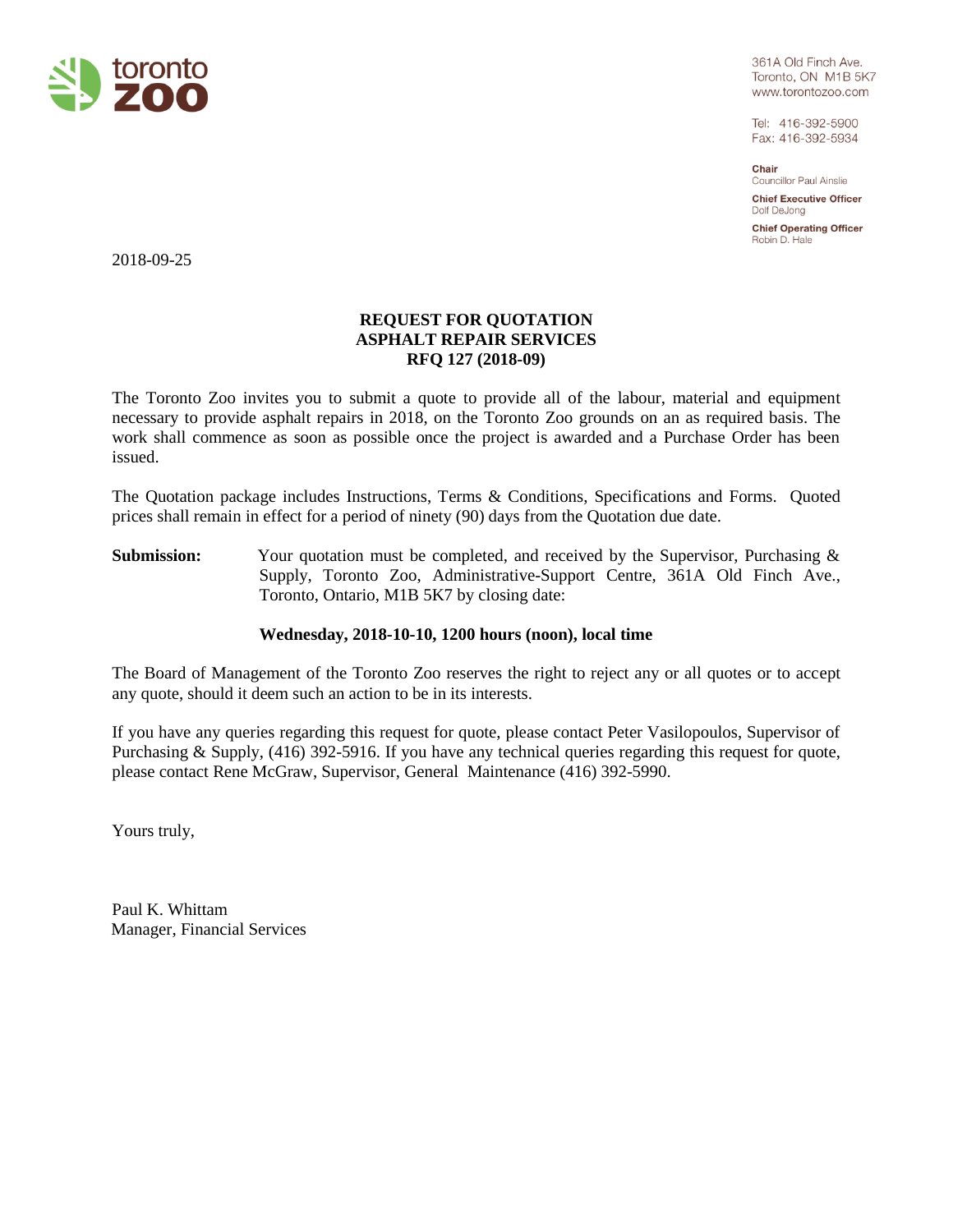361A Old Finch Ave.
Toronto, ON M1B 5K7
www.torontozoo.com

Tel: 416-392-5900
Fax: 416-392-5934

**Chair**
Councillor Paul Ainslie

**Chief Executive Officer**
Dolf DeJong

**Chief Operating Officer**
Robin D. Hale

2018-09-25

**REQUEST FOR QUOTATION**
**ASPHALT REPAIR SERVICES**
**RFQ 127 (2018-09)**

The Toronto Zoo invites you to submit a quote to provide all of the labour, material and equipment necessary to provide asphalt repairs in 2018, on the Toronto Zoo grounds on an as required basis. The work shall commence as soon as possible once the project is awarded and a Purchase Order has been issued.

The Quotation package includes Instructions, Terms & Conditions, Specifications and Forms. Quoted prices shall remain in effect for a period of ninety (90) days from the Quotation due date.

**Submission:** Your quotation must be completed, and received by the Supervisor, Purchasing & Supply, Toronto Zoo, Administrative-Support Centre, 361A Old Finch Ave., Toronto, Ontario, M1B 5K7 by closing date:

**Wednesday, 2018-10-10, 1200 hours (noon), local time**

The Board of Management of the Toronto Zoo reserves the right to reject any or all quotes or to accept any quote, should it deem such an action to be in its interests.

If you have any queries regarding this request for quote, please contact Peter Vasilopoulos, Supervisor of Purchasing & Supply, (416) 392-5916. If you have any technical queries regarding this request for quote, please contact Rene McGraw, Supervisor, General Maintenance (416) 392-5990.

Yours truly,

Paul K. Whittam
Manager, Financial Services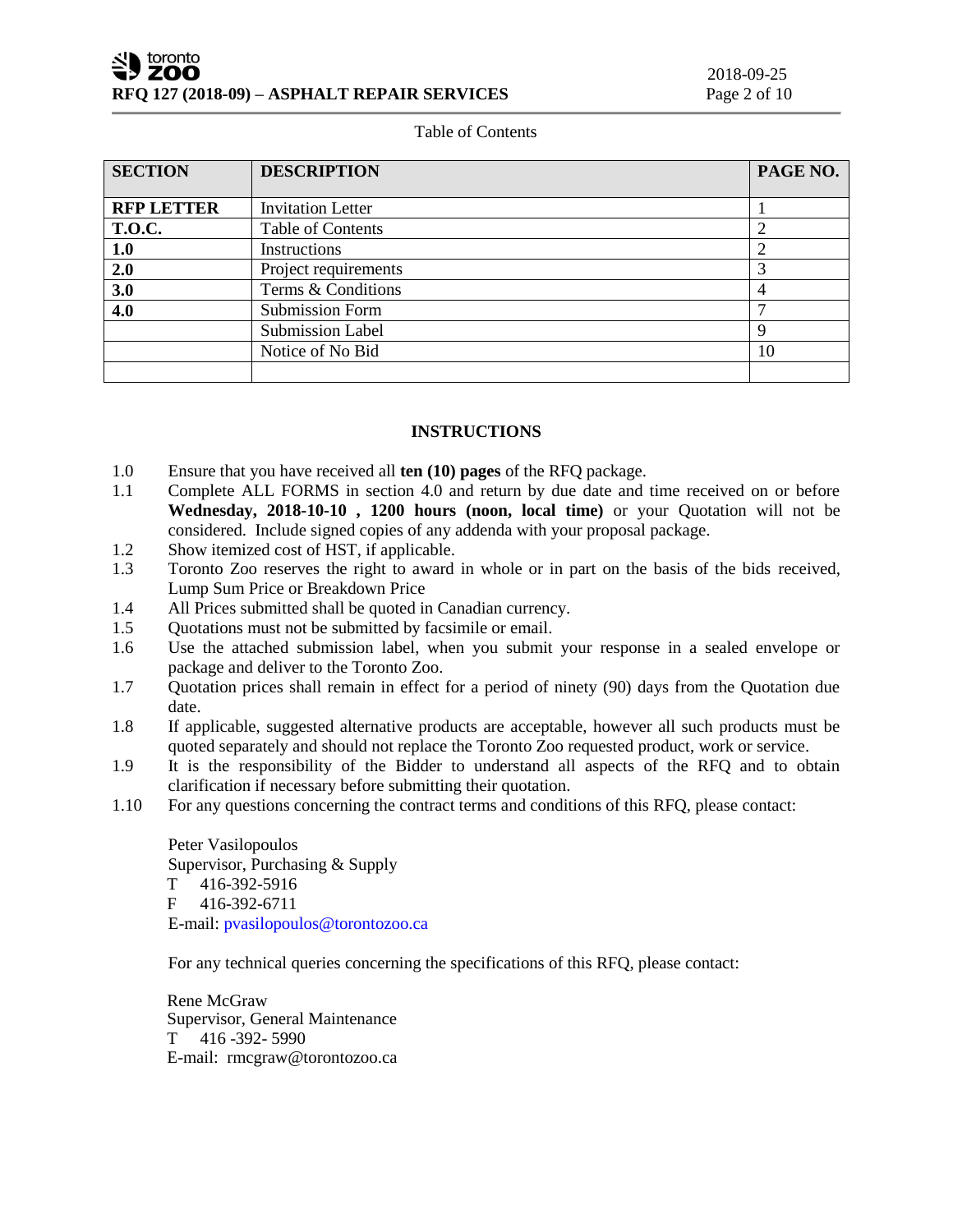Table of Contents

| **SECTION** | **DESCRIPTION** | **PAGE NO.** |
|---|---|---|
| **RFP LETTER** | Invitation Letter | 1 |
| **T.O.C.** | Table of Contents | 2 |
| **1.0** | Instructions | 2 |
| **2.0** | Project requirements | 3 |
| **3.0** | Terms & Conditions | 4 |
| **4.0** | Submission Form | 7 |
| | Submission Label | 9 |
| | Notice of No Bid | 10 |
| | | |

## INSTRUCTIONS

1.0 Ensure that you have received all **ten (10) pages** of the RFQ package.

1.1 Complete ALL FORMS in section 4.0 and return by due date and time received on or before **Wednesday, 2018-10-10 , 1200 hours (noon, local time)** or your Quotation will not be considered. Include signed copies of any addenda with your proposal package.

1.2 Show itemized cost of HST, if applicable.

1.3 Toronto Zoo reserves the right to award in whole or in part on the basis of the bids received, Lump Sum Price or Breakdown Price

1.4 All Prices submitted shall be quoted in Canadian currency.

1.5 Quotations must not be submitted by facsimile or email.

1.6 Use the attached submission label, when you submit your response in a sealed envelope or package and deliver to the Toronto Zoo.

1.7 Quotation prices shall remain in effect for a period of ninety (90) days from the Quotation due date.

1.8 If applicable, suggested alternative products are acceptable, however all such products must be quoted separately and should not replace the Toronto Zoo requested product, work or service.

1.9 It is the responsibility of the Bidder to understand all aspects of the RFQ and to obtain clarification if necessary before submitting their quotation.

1.10 For any questions concerning the contract terms and conditions of this RFQ, please contact:

Peter Vasilopoulos
Supervisor, Purchasing & Supply
T 416-392-5916
F 416-392-6711
E-mail: pvasilopoulos@torontozoo.ca

For any technical queries concerning the specifications of this RFQ, please contact:

Rene McGraw
Supervisor, General Maintenance
T 416 -392- 5990
E-mail: rmcgraw@torontozoo.ca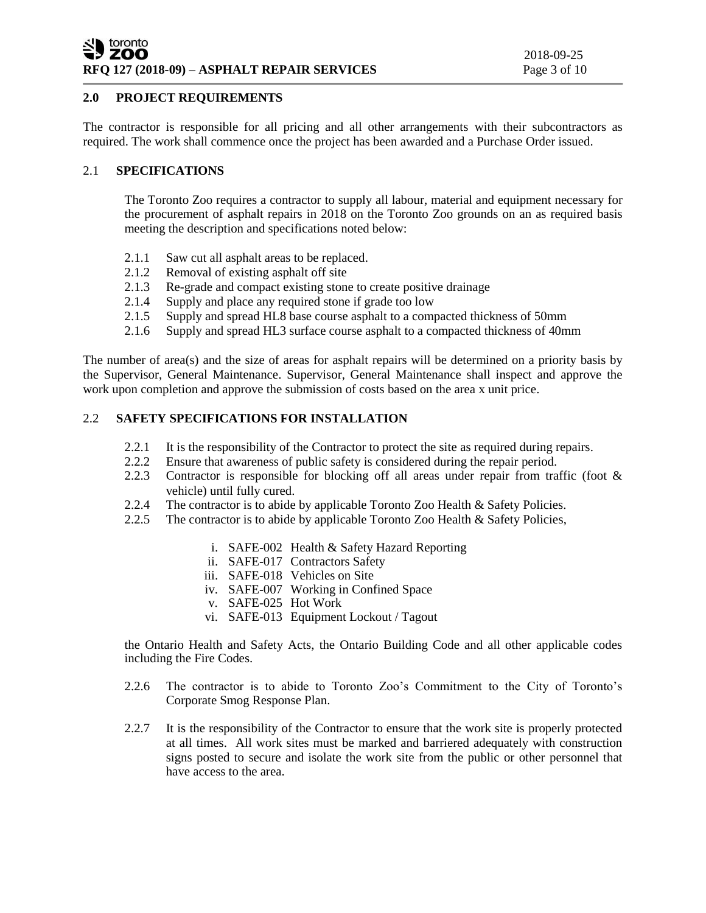## 2.0 PROJECT REQUIREMENTS

The contractor is responsible for all pricing and all other arrangements with their subcontractors as required. The work shall commence once the project has been awarded and a Purchase Order issued.

### 2.1 SPECIFICATIONS

The Toronto Zoo requires a contractor to supply all labour, material and equipment necessary for the procurement of asphalt repairs in 2018 on the Toronto Zoo grounds on an as required basis meeting the description and specifications noted below:

- 2.1.1 Saw cut all asphalt areas to be replaced.
- 2.1.2 Removal of existing asphalt off site
- 2.1.3 Re-grade and compact existing stone to create positive drainage
- 2.1.4 Supply and place any required stone if grade too low
- 2.1.5 Supply and spread HL8 base course asphalt to a compacted thickness of 50mm
- 2.1.6 Supply and spread HL3 surface course asphalt to a compacted thickness of 40mm

The number of area(s) and the size of areas for asphalt repairs will be determined on a priority basis by the Supervisor, General Maintenance. Supervisor, General Maintenance shall inspect and approve the work upon completion and approve the submission of costs based on the area x unit price.

### 2.2 SAFETY SPECIFICATIONS FOR INSTALLATION

- 2.2.1 It is the responsibility of the Contractor to protect the site as required during repairs.
- 2.2.2 Ensure that awareness of public safety is considered during the repair period.
- 2.2.3 Contractor is responsible for blocking off all areas under repair from traffic (foot & vehicle) until fully cured.
- 2.2.4 The contractor is to abide by applicable Toronto Zoo Health & Safety Policies.
- 2.2.5 The contractor is to abide by applicable Toronto Zoo Health & Safety Policies,

  i. SAFE-002 Health & Safety Hazard Reporting
  ii. SAFE-017 Contractors Safety
  iii. SAFE-018 Vehicles on Site
  iv. SAFE-007 Working in Confined Space
  v. SAFE-025 Hot Work
  vi. SAFE-013 Equipment Lockout / Tagout

  the Ontario Health and Safety Acts, the Ontario Building Code and all other applicable codes including the Fire Codes.

- 2.2.6 The contractor is to abide to Toronto Zoo's Commitment to the City of Toronto's Corporate Smog Response Plan.
- 2.2.7 It is the responsibility of the Contractor to ensure that the work site is properly protected at all times. All work sites must be marked and barriered adequately with construction signs posted to secure and isolate the work site from the public or other personnel that have access to the area.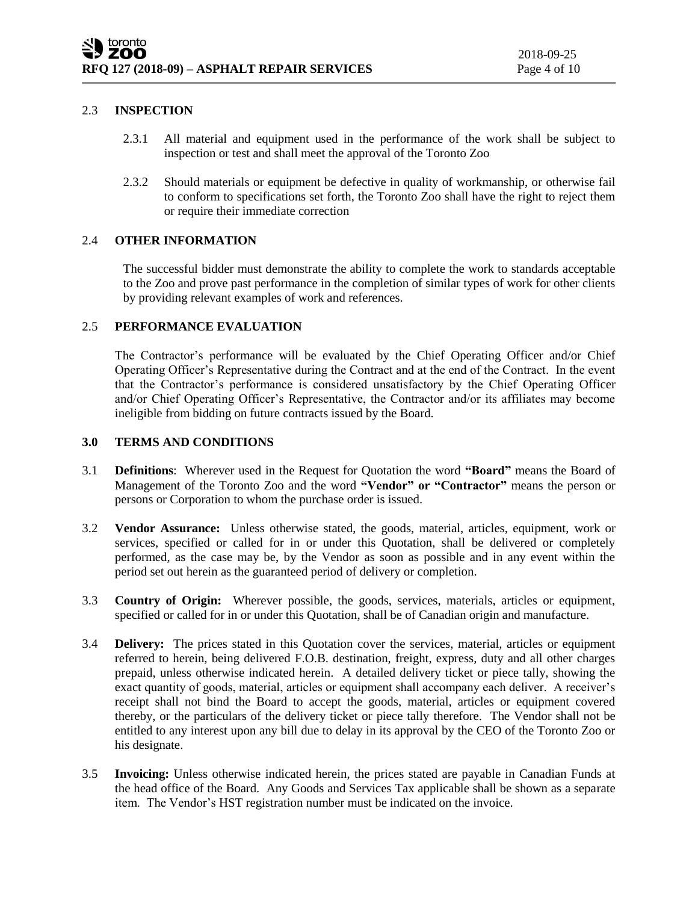### 2.3 INSPECTION

2.3.1 All material and equipment used in the performance of the work shall be subject to inspection or test and shall meet the approval of the Toronto Zoo

2.3.2 Should materials or equipment be defective in quality of workmanship, or otherwise fail to conform to specifications set forth, the Toronto Zoo shall have the right to reject them or require their immediate correction

### 2.4 OTHER INFORMATION

The successful bidder must demonstrate the ability to complete the work to standards acceptable to the Zoo and prove past performance in the completion of similar types of work for other clients by providing relevant examples of work and references.

### 2.5 PERFORMANCE EVALUATION

The Contractor's performance will be evaluated by the Chief Operating Officer and/or Chief Operating Officer's Representative during the Contract and at the end of the Contract. In the event that the Contractor's performance is considered unsatisfactory by the Chief Operating Officer and/or Chief Operating Officer's Representative, the Contractor and/or its affiliates may become ineligible from bidding on future contracts issued by the Board.

## 3.0 TERMS AND CONDITIONS

3.1 **Definitions**: Wherever used in the Request for Quotation the word **"Board"** means the Board of Management of the Toronto Zoo and the word **"Vendor" or "Contractor"** means the person or persons or Corporation to whom the purchase order is issued.

3.2 **Vendor Assurance:** Unless otherwise stated, the goods, material, articles, equipment, work or services, specified or called for in or under this Quotation, shall be delivered or completely performed, as the case may be, by the Vendor as soon as possible and in any event within the period set out herein as the guaranteed period of delivery or completion.

3.3 **Country of Origin:** Wherever possible, the goods, services, materials, articles or equipment, specified or called for in or under this Quotation, shall be of Canadian origin and manufacture.

3.4 **Delivery:** The prices stated in this Quotation cover the services, material, articles or equipment referred to herein, being delivered F.O.B. destination, freight, express, duty and all other charges prepaid, unless otherwise indicated herein. A detailed delivery ticket or piece tally, showing the exact quantity of goods, material, articles or equipment shall accompany each deliver. A receiver's receipt shall not bind the Board to accept the goods, material, articles or equipment covered thereby, or the particulars of the delivery ticket or piece tally therefore. The Vendor shall not be entitled to any interest upon any bill due to delay in its approval by the CEO of the Toronto Zoo or his designate.

3.5 **Invoicing:** Unless otherwise indicated herein, the prices stated are payable in Canadian Funds at the head office of the Board. Any Goods and Services Tax applicable shall be shown as a separate item. The Vendor's HST registration number must be indicated on the invoice.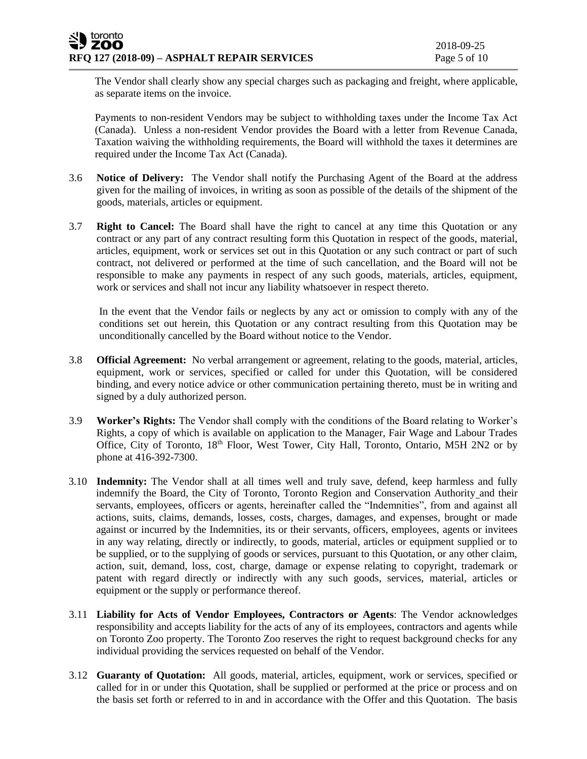The Vendor shall clearly show any special charges such as packaging and freight, where applicable, as separate items on the invoice.

Payments to non-resident Vendors may be subject to withholding taxes under the Income Tax Act (Canada). Unless a non-resident Vendor provides the Board with a letter from Revenue Canada, Taxation waiving the withholding requirements, the Board will withhold the taxes it determines are required under the Income Tax Act (Canada).

3.6 **Notice of Delivery:** The Vendor shall notify the Purchasing Agent of the Board at the address given for the mailing of invoices, in writing as soon as possible of the details of the shipment of the goods, materials, articles or equipment.

3.7 **Right to Cancel:** The Board shall have the right to cancel at any time this Quotation or any contract or any part of any contract resulting form this Quotation in respect of the goods, material, articles, equipment, work or services set out in this Quotation or any such contract or part of such contract, not delivered or performed at the time of such cancellation, and the Board will not be responsible to make any payments in respect of any such goods, materials, articles, equipment, work or services and shall not incur any liability whatsoever in respect thereto.

In the event that the Vendor fails or neglects by any act or omission to comply with any of the conditions set out herein, this Quotation or any contract resulting from this Quotation may be unconditionally cancelled by the Board without notice to the Vendor.

3.8 **Official Agreement:** No verbal arrangement or agreement, relating to the goods, material, articles, equipment, work or services, specified or called for under this Quotation, will be considered binding, and every notice advice or other communication pertaining thereto, must be in writing and signed by a duly authorized person.

3.9 **Worker's Rights:** The Vendor shall comply with the conditions of the Board relating to Worker's Rights, a copy of which is available on application to the Manager, Fair Wage and Labour Trades Office, City of Toronto, 18th Floor, West Tower, City Hall, Toronto, Ontario, M5H 2N2 or by phone at 416-392-7300.

3.10 **Indemnity:** The Vendor shall at all times well and truly save, defend, keep harmless and fully indemnify the Board, the City of Toronto, Toronto Region and Conservation Authority and their servants, employees, officers or agents, hereinafter called the "Indemnities", from and against all actions, suits, claims, demands, losses, costs, charges, damages, and expenses, brought or made against or incurred by the Indemnities, its or their servants, officers, employees, agents or invitees in any way relating, directly or indirectly, to goods, material, articles or equipment supplied or to be supplied, or to the supplying of goods or services, pursuant to this Quotation, or any other claim, action, suit, demand, loss, cost, charge, damage or expense relating to copyright, trademark or patent with regard directly or indirectly with any such goods, services, material, articles or equipment or the supply or performance thereof.

3.11 **Liability for Acts of Vendor Employees, Contractors or Agents**: The Vendor acknowledges responsibility and accepts liability for the acts of any of its employees, contractors and agents while on Toronto Zoo property. The Toronto Zoo reserves the right to request background checks for any individual providing the services requested on behalf of the Vendor.

3.12 **Guaranty of Quotation:** All goods, material, articles, equipment, work or services, specified or called for in or under this Quotation, shall be supplied or performed at the price or process and on the basis set forth or referred to in and in accordance with the Offer and this Quotation. The basis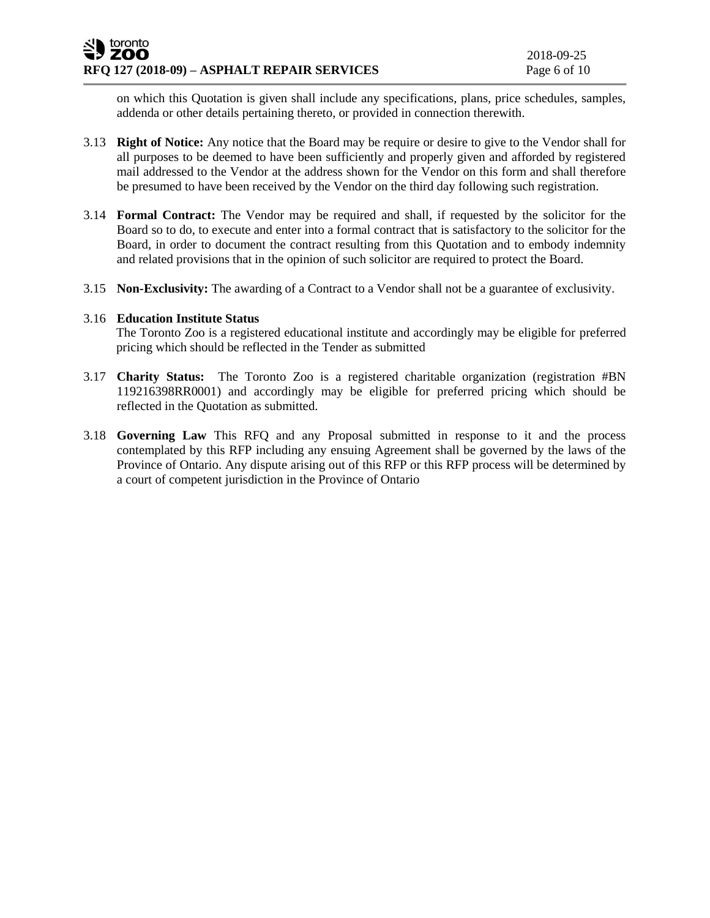on which this Quotation is given shall include any specifications, plans, price schedules, samples, addenda or other details pertaining thereto, or provided in connection therewith.

3.13 **Right of Notice:** Any notice that the Board may be require or desire to give to the Vendor shall for all purposes to be deemed to have been sufficiently and properly given and afforded by registered mail addressed to the Vendor at the address shown for the Vendor on this form and shall therefore be presumed to have been received by the Vendor on the third day following such registration.

3.14 **Formal Contract:** The Vendor may be required and shall, if requested by the solicitor for the Board so to do, to execute and enter into a formal contract that is satisfactory to the solicitor for the Board, in order to document the contract resulting from this Quotation and to embody indemnity and related provisions that in the opinion of such solicitor are required to protect the Board.

3.15 **Non-Exclusivity:** The awarding of a Contract to a Vendor shall not be a guarantee of exclusivity.

3.16 **Education Institute Status**
The Toronto Zoo is a registered educational institute and accordingly may be eligible for preferred pricing which should be reflected in the Tender as submitted

3.17 **Charity Status:** The Toronto Zoo is a registered charitable organization (registration #BN 119216398RR0001) and accordingly may be eligible for preferred pricing which should be reflected in the Quotation as submitted.

3.18 **Governing Law** This RFQ and any Proposal submitted in response to it and the process contemplated by this RFP including any ensuing Agreement shall be governed by the laws of the Province of Ontario. Any dispute arising out of this RFP or this RFP process will be determined by a court of competent jurisdiction in the Province of Ontario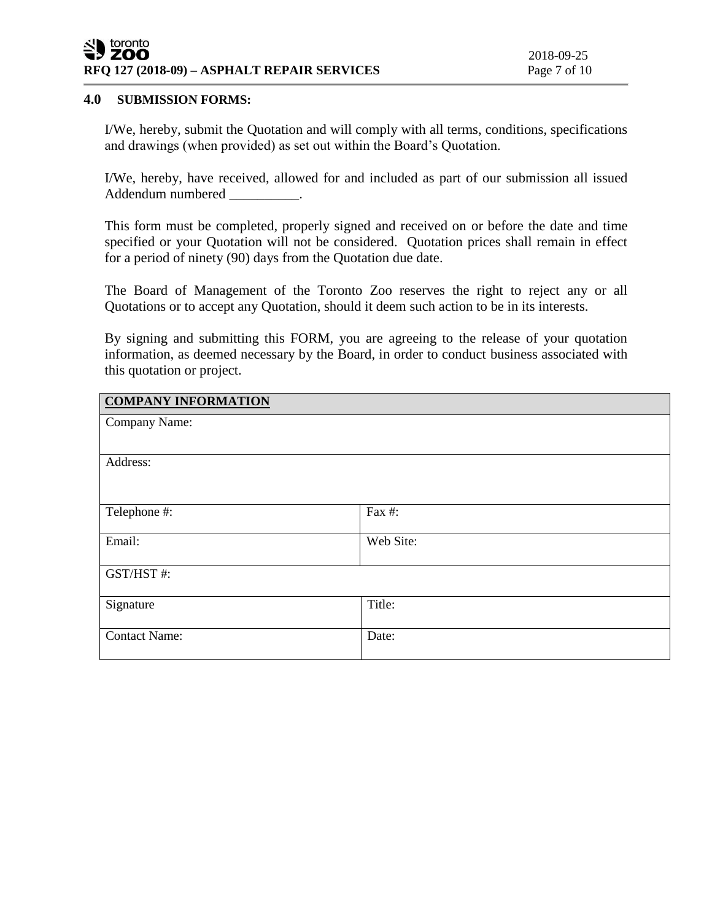## 4.0 SUBMISSION FORMS:

I/We, hereby, submit the Quotation and will comply with all terms, conditions, specifications and drawings (when provided) as set out within the Board's Quotation.

I/We, hereby, have received, allowed for and included as part of our submission all issued Addendum numbered __________.

This form must be completed, properly signed and received on or before the date and time specified or your Quotation will not be considered. Quotation prices shall remain in effect for a period of ninety (90) days from the Quotation due date.

The Board of Management of the Toronto Zoo reserves the right to reject any or all Quotations or to accept any Quotation, should it deem such action to be in its interests.

By signing and submitting this FORM, you are agreeing to the release of your quotation information, as deemed necessary by the Board, in order to conduct business associated with this quotation or project.

| **COMPANY INFORMATION** | |
|---|---|
| Company Name: | |
| Address: | |
| Telephone #: | Fax #: |
| Email: | Web Site: |
| GST/HST #: | |
| Signature | Title: |
| Contact Name: | Date: |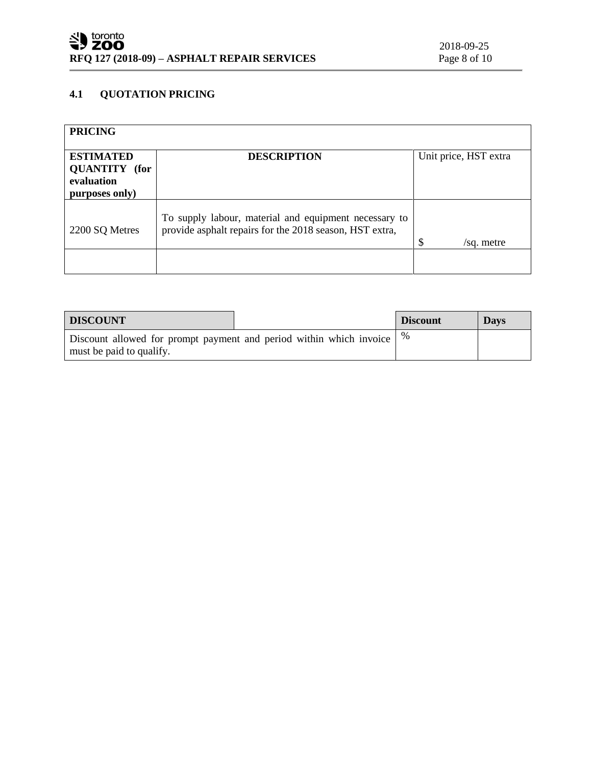## 4.1 QUOTATION PRICING

| **PRICING** | | |
|---|---|---|
| **ESTIMATED QUANTITY (for evaluation purposes only)** | **DESCRIPTION** | Unit price, HST extra |
| 2200 SQ Metres | To supply labour, material and equipment necessary to provide asphalt repairs for the 2018 season, HST extra, | $ /sq. metre |
| | | |

| **DISCOUNT** | | **Discount** | **Days** |
|---|---|---|---|
| Discount allowed for prompt payment and period within which invoice must be paid to qualify. | | % | |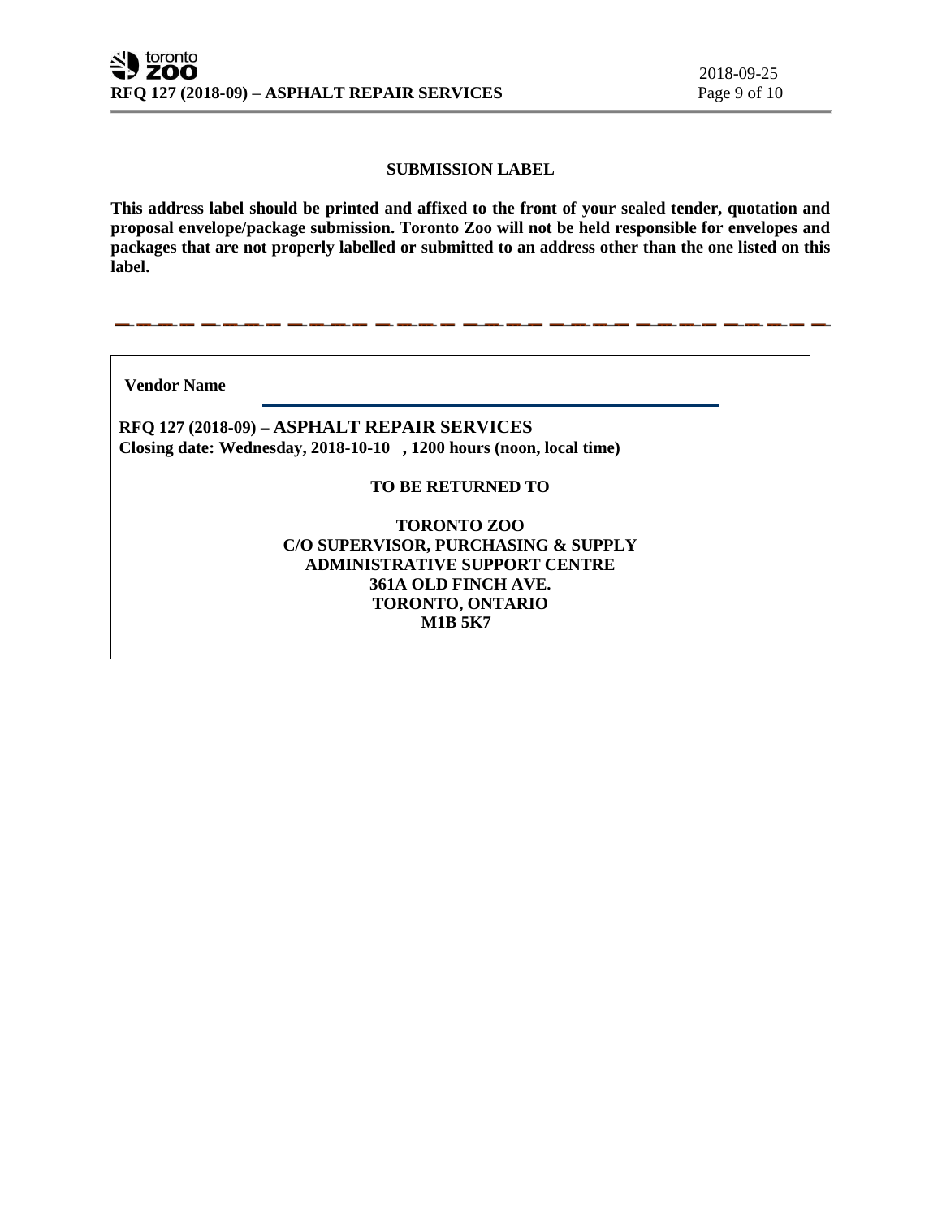## SUBMISSION LABEL

**This address label should be printed and affixed to the front of your sealed tender, quotation and proposal envelope/package submission. Toronto Zoo will not be held responsible for envelopes and packages that are not properly labelled or submitted to an address other than the one listed on this label.**

---

**Vendor Name** \_\_\_\_\_\_\_\_\_\_\_\_\_\_\_\_\_\_\_\_\_\_\_\_\_\_\_\_\_\_\_\_\_\_\_\_\_\_\_\_

**RFQ 127 (2018-09) – ASPHALT REPAIR SERVICES**
**Closing date: Wednesday, 2018-10-10 , 1200 hours (noon, local time)**

**TO BE RETURNED TO**

**TORONTO ZOO**
**C/O SUPERVISOR, PURCHASING & SUPPLY**
**ADMINISTRATIVE SUPPORT CENTRE**
**361A OLD FINCH AVE.**
**TORONTO, ONTARIO**
**M1B 5K7**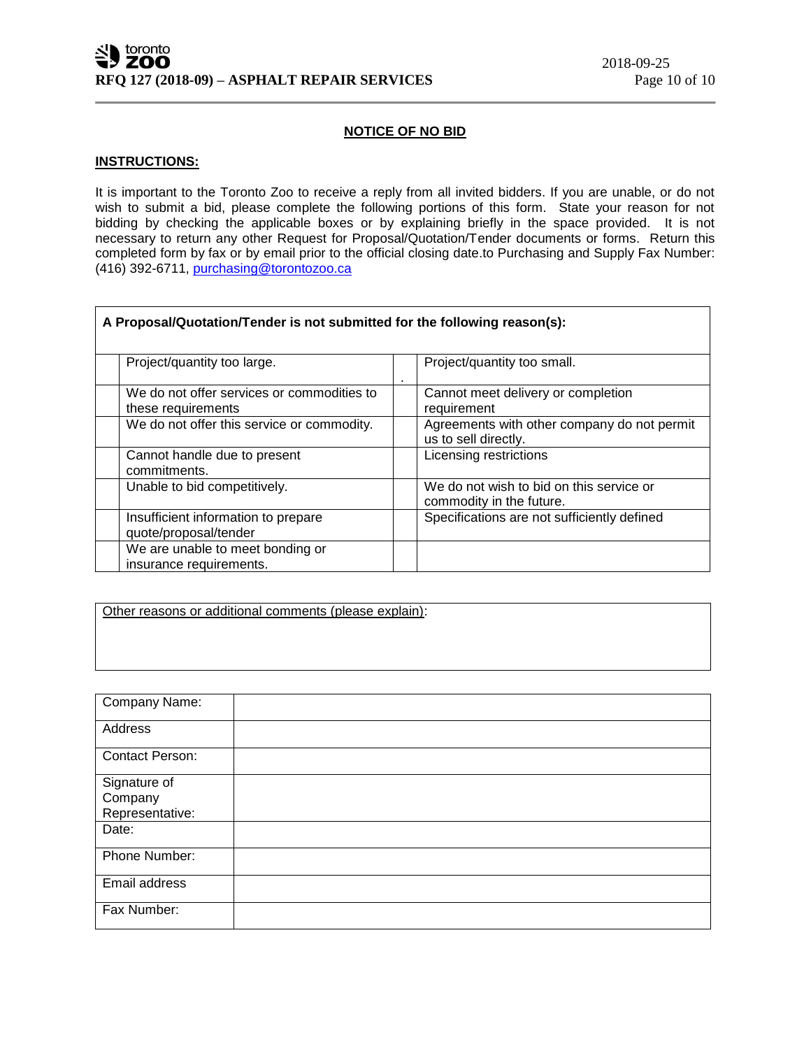**NOTICE OF NO BID**

**INSTRUCTIONS:**

It is important to the Toronto Zoo to receive a reply from all invited bidders. If you are unable, or do not wish to submit a bid, please complete the following portions of this form. State your reason for not bidding by checking the applicable boxes or by explaining briefly in the space provided. It is not necessary to return any other Request for Proposal/Quotation/Tender documents or forms. Return this completed form by fax or by email prior to the official closing date.to Purchasing and Supply Fax Number: (416) 392-6711, purchasing@torontozoo.ca

**A Proposal/Quotation/Tender is not submitted for the following reason(s):**

| | | | |
|---|---|---|---|
| | Project/quantity too large. | . | Project/quantity too small. |
| | We do not offer services or commodities to these requirements | | Cannot meet delivery or completion requirement |
| | We do not offer this service or commodity. | | Agreements with other company do not permit us to sell directly. |
| | Cannot handle due to present commitments. | | Licensing restrictions |
| | Unable to bid competitively. | | We do not wish to bid on this service or commodity in the future. |
| | Insufficient information to prepare quote/proposal/tender | | Specifications are not sufficiently defined |
| | We are unable to meet bonding or insurance requirements. | | |

Other reasons or additional comments (please explain):

| | |
|---|---|
| Company Name: | |
| Address | |
| Contact Person: | |
| Signature of Company Representative: | |
| Date: | |
| Phone Number: | |
| Email address | |
| Fax Number: | |